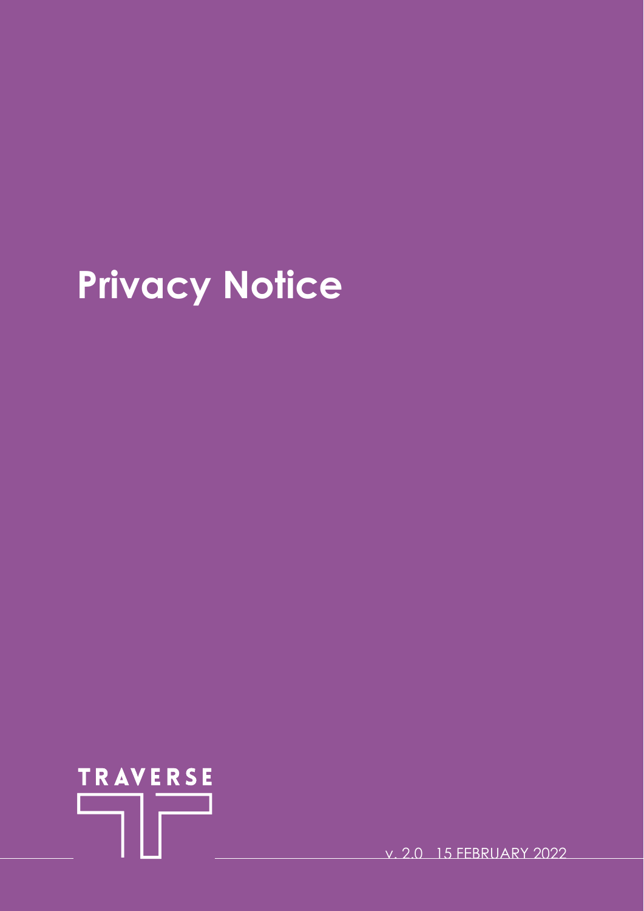# Privacy Notice

TRAVERSE

v. 2.0 15 FEBRUARY 2022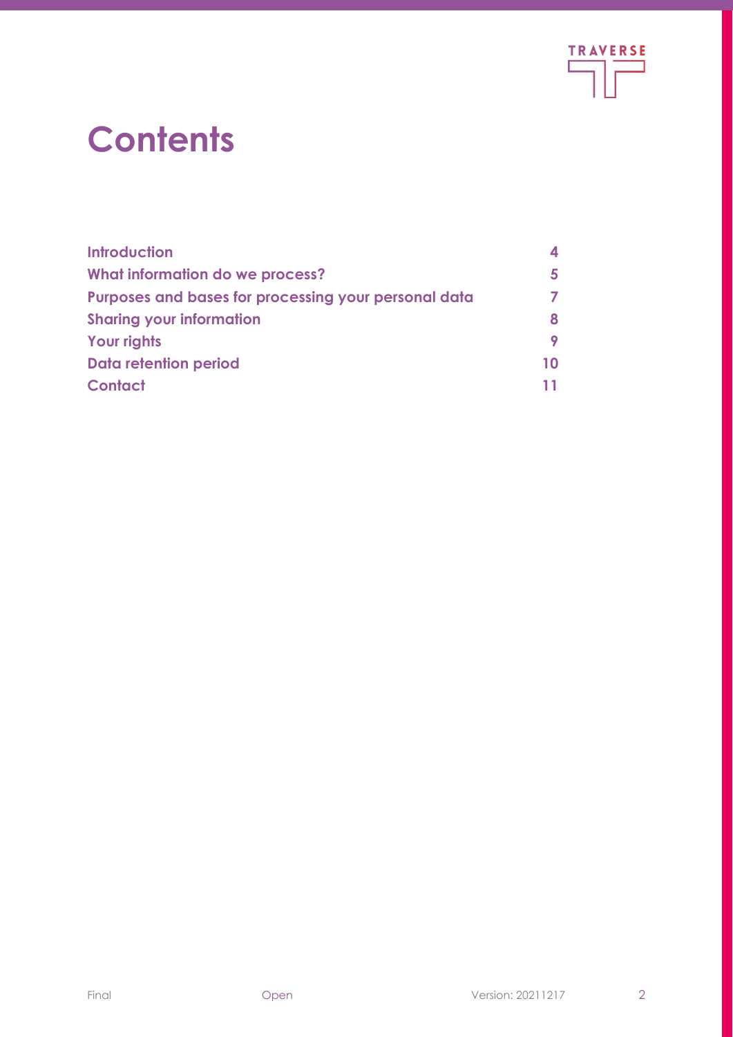# Contents

| | |
|---|---|
| **Introduction** | **4** |
| **What information do we process?** | **5** |
| **Purposes and bases for processing your personal data** | **7** |
| **Sharing your information** | **8** |
| **Your rights** | **9** |
| **Data retention period** | **10** |
| **Contact** | **11** |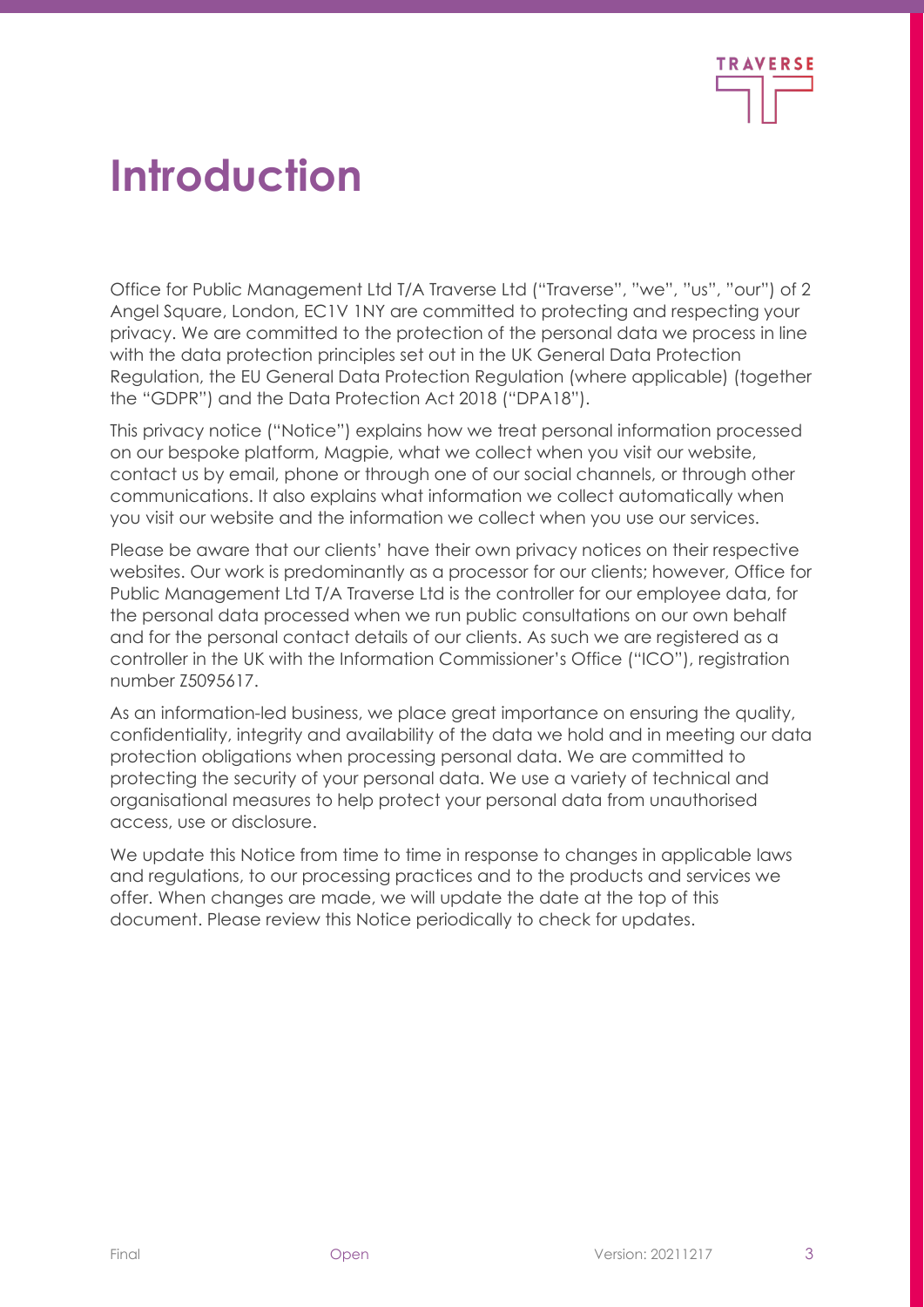# Introduction

Office for Public Management Ltd T/A Traverse Ltd ("Traverse", "we", "us", "our") of 2 Angel Square, London, EC1V 1NY are committed to protecting and respecting your privacy. We are committed to the protection of the personal data we process in line with the data protection principles set out in the UK General Data Protection Regulation, the EU General Data Protection Regulation (where applicable) (together the "GDPR") and the Data Protection Act 2018 ("DPA18").

This privacy notice ("Notice") explains how we treat personal information processed on our bespoke platform, Magpie, what we collect when you visit our website, contact us by email, phone or through one of our social channels, or through other communications. It also explains what information we collect automatically when you visit our website and the information we collect when you use our services.

Please be aware that our clients' have their own privacy notices on their respective websites. Our work is predominantly as a processor for our clients; however, Office for Public Management Ltd T/A Traverse Ltd is the controller for our employee data, for the personal data processed when we run public consultations on our own behalf and for the personal contact details of our clients. As such we are registered as a controller in the UK with the Information Commissioner's Office ("ICO"), registration number Z5095617.

As an information-led business, we place great importance on ensuring the quality, confidentiality, integrity and availability of the data we hold and in meeting our data protection obligations when processing personal data. We are committed to protecting the security of your personal data. We use a variety of technical and organisational measures to help protect your personal data from unauthorised access, use or disclosure.

We update this Notice from time to time in response to changes in applicable laws and regulations, to our processing practices and to the products and services we offer. When changes are made, we will update the date at the top of this document. Please review this Notice periodically to check for updates.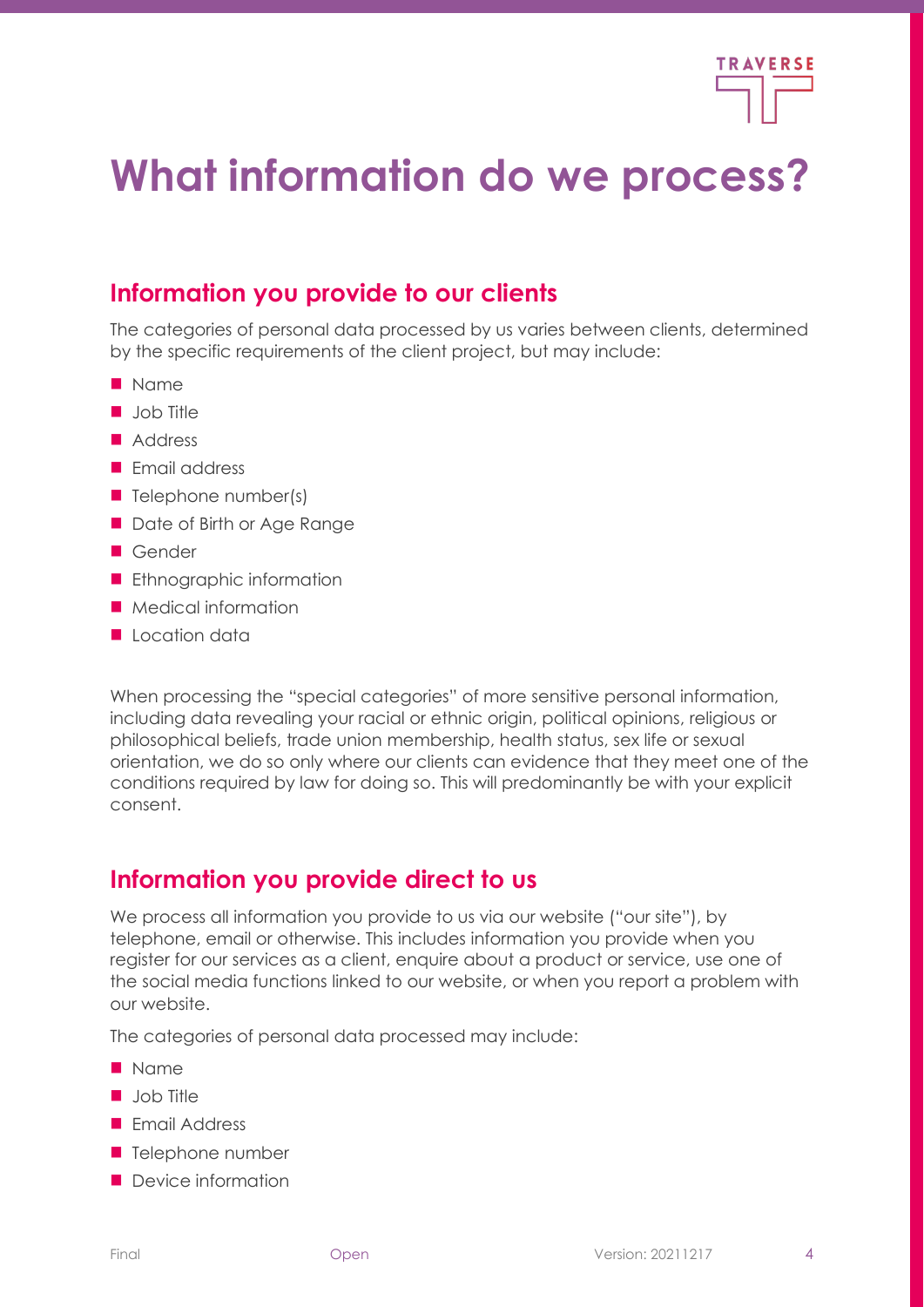# What information do we process?

## Information you provide to our clients

The categories of personal data processed by us varies between clients, determined by the specific requirements of the client project, but may include:

- Name
- Job Title
- Address
- Email address
- Telephone number(s)
- Date of Birth or Age Range
- Gender
- Ethnographic information
- Medical information
- Location data

When processing the "special categories" of more sensitive personal information, including data revealing your racial or ethnic origin, political opinions, religious or philosophical beliefs, trade union membership, health status, sex life or sexual orientation, we do so only where our clients can evidence that they meet one of the conditions required by law for doing so. This will predominantly be with your explicit consent.

## Information you provide direct to us

We process all information you provide to us via our website ("our site"), by telephone, email or otherwise. This includes information you provide when you register for our services as a client, enquire about a product or service, use one of the social media functions linked to our website, or when you report a problem with our website.

The categories of personal data processed may include:

- Name
- Job Title
- Email Address
- Telephone number
- Device information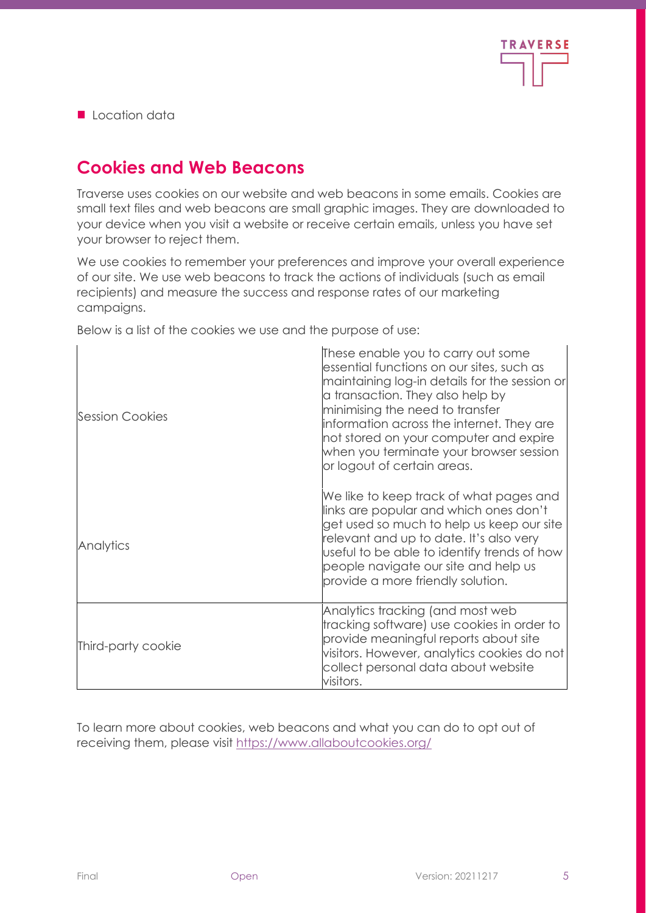- Location data

## Cookies and Web Beacons

Traverse uses cookies on our website and web beacons in some emails. Cookies are small text files and web beacons are small graphic images. They are downloaded to your device when you visit a website or receive certain emails, unless you have set your browser to reject them.

We use cookies to remember your preferences and improve your overall experience of our site. We use web beacons to track the actions of individuals (such as email recipients) and measure the success and response rates of our marketing campaigns.

Below is a list of the cookies we use and the purpose of use:

| | |
|---|---|
| Session Cookies | These enable you to carry out some essential functions on our sites, such as maintaining log-in details for the session or a transaction. They also help by minimising the need to transfer information across the internet. They are not stored on your computer and expire when you terminate your browser session or logout of certain areas. |
| Analytics | We like to keep track of what pages and links are popular and which ones don't get used so much to help us keep our site relevant and up to date. It's also very useful to be able to identify trends of how people navigate our site and help us provide a more friendly solution. |
| Third-party cookie | Analytics tracking (and most web tracking software) use cookies in order to provide meaningful reports about site visitors. However, analytics cookies do not collect personal data about website visitors. |

To learn more about cookies, web beacons and what you can do to opt out of receiving them, please visit [https://www.allaboutcookies.org/](https://www.allaboutcookies.org/)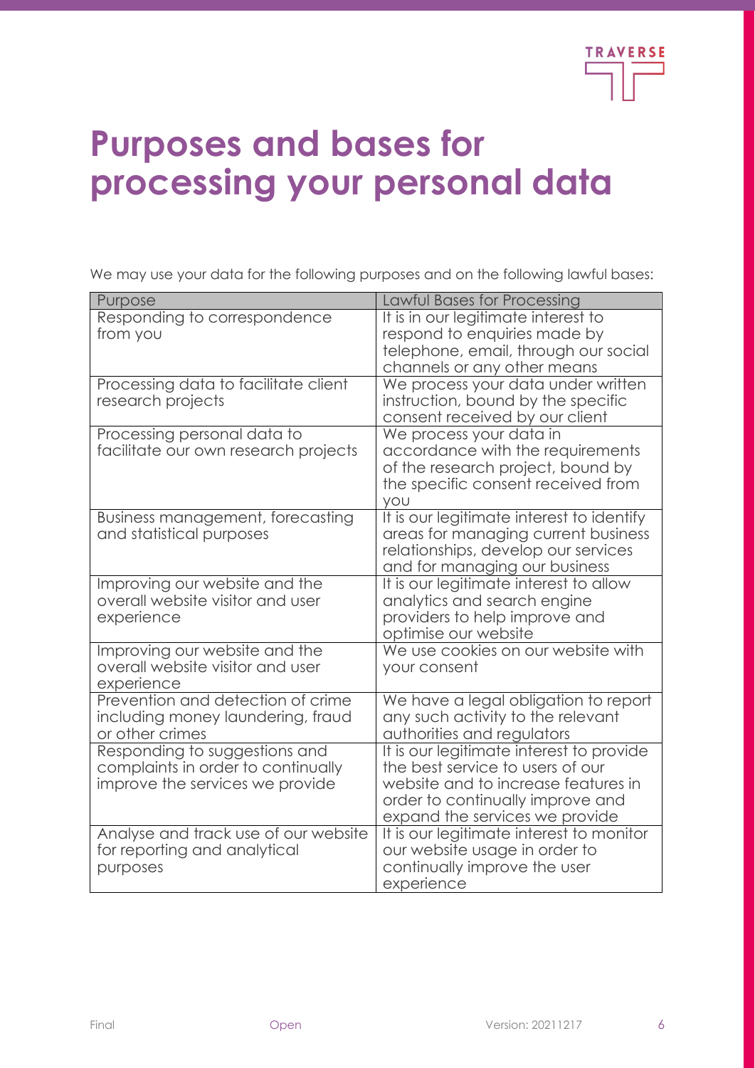# Purposes and bases for processing your personal data

We may use your data for the following purposes and on the following lawful bases:

| Purpose | Lawful Bases for Processing |
| --- | --- |
| Responding to correspondence from you | It is in our legitimate interest to respond to enquiries made by telephone, email, through our social channels or any other means |
| Processing data to facilitate client research projects | We process your data under written instruction, bound by the specific consent received by our client |
| Processing personal data to facilitate our own research projects | We process your data in accordance with the requirements of the research project, bound by the specific consent received from you |
| Business management, forecasting and statistical purposes | It is our legitimate interest to identify areas for managing current business relationships, develop our services and for managing our business |
| Improving our website and the overall website visitor and user experience | It is our legitimate interest to allow analytics and search engine providers to help improve and optimise our website |
| Improving our website and the overall website visitor and user experience | We use cookies on our website with your consent |
| Prevention and detection of crime including money laundering, fraud or other crimes | We have a legal obligation to report any such activity to the relevant authorities and regulators |
| Responding to suggestions and complaints in order to continually improve the services we provide | It is our legitimate interest to provide the best service to users of our website and to increase features in order to continually improve and expand the services we provide |
| Analyse and track use of our website for reporting and analytical purposes | It is our legitimate interest to monitor our website usage in order to continually improve the user experience |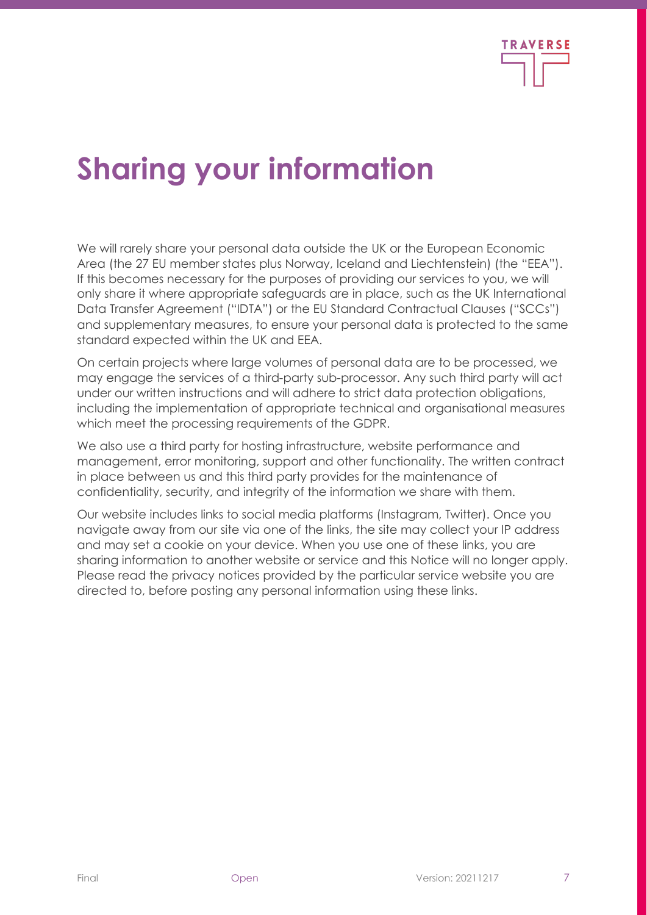# Sharing your information

We will rarely share your personal data outside the UK or the European Economic Area (the 27 EU member states plus Norway, Iceland and Liechtenstein) (the "EEA"). If this becomes necessary for the purposes of providing our services to you, we will only share it where appropriate safeguards are in place, such as the UK International Data Transfer Agreement ("IDTA") or the EU Standard Contractual Clauses ("SCCs") and supplementary measures, to ensure your personal data is protected to the same standard expected within the UK and EEA.

On certain projects where large volumes of personal data are to be processed, we may engage the services of a third-party sub-processor. Any such third party will act under our written instructions and will adhere to strict data protection obligations, including the implementation of appropriate technical and organisational measures which meet the processing requirements of the GDPR.

We also use a third party for hosting infrastructure, website performance and management, error monitoring, support and other functionality. The written contract in place between us and this third party provides for the maintenance of confidentiality, security, and integrity of the information we share with them.

Our website includes links to social media platforms (Instagram, Twitter). Once you navigate away from our site via one of the links, the site may collect your IP address and may set a cookie on your device. When you use one of these links, you are sharing information to another website or service and this Notice will no longer apply. Please read the privacy notices provided by the particular service website you are directed to, before posting any personal information using these links.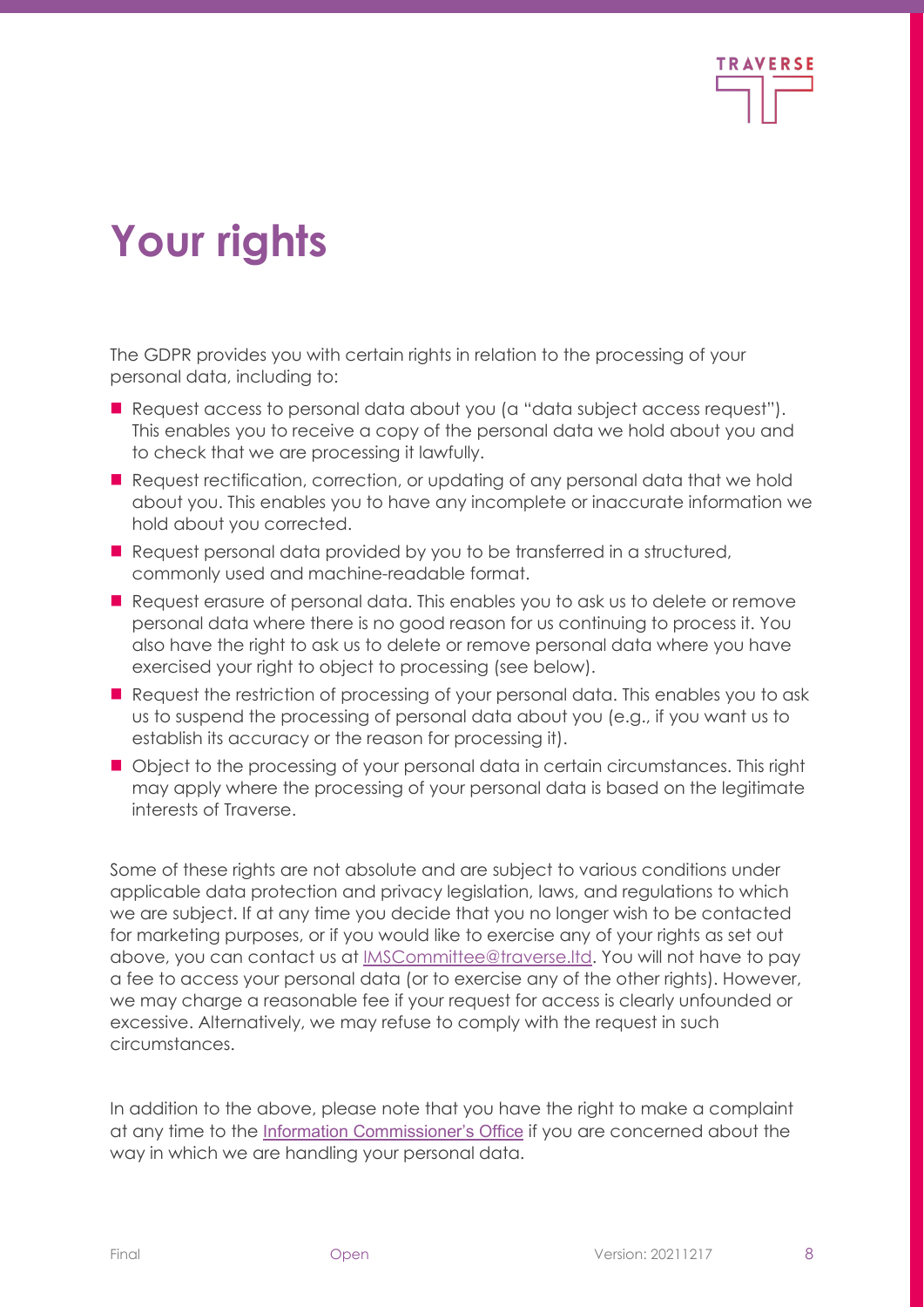# Your rights

The GDPR provides you with certain rights in relation to the processing of your personal data, including to:

- Request access to personal data about you (a "data subject access request"). This enables you to receive a copy of the personal data we hold about you and to check that we are processing it lawfully.
- Request rectification, correction, or updating of any personal data that we hold about you. This enables you to have any incomplete or inaccurate information we hold about you corrected.
- Request personal data provided by you to be transferred in a structured, commonly used and machine-readable format.
- Request erasure of personal data. This enables you to ask us to delete or remove personal data where there is no good reason for us continuing to process it. You also have the right to ask us to delete or remove personal data where you have exercised your right to object to processing (see below).
- Request the restriction of processing of your personal data. This enables you to ask us to suspend the processing of personal data about you (e.g., if you want us to establish its accuracy or the reason for processing it).
- Object to the processing of your personal data in certain circumstances. This right may apply where the processing of your personal data is based on the legitimate interests of Traverse.

Some of these rights are not absolute and are subject to various conditions under applicable data protection and privacy legislation, laws, and regulations to which we are subject. If at any time you decide that you no longer wish to be contacted for marketing purposes, or if you would like to exercise any of your rights as set out above, you can contact us at IMSCommittee@traverse.ltd. You will not have to pay a fee to access your personal data (or to exercise any of the other rights). However, we may charge a reasonable fee if your request for access is clearly unfounded or excessive. Alternatively, we may refuse to comply with the request in such circumstances.

In addition to the above, please note that you have the right to make a complaint at any time to the Information Commissioner's Office if you are concerned about the way in which we are handling your personal data.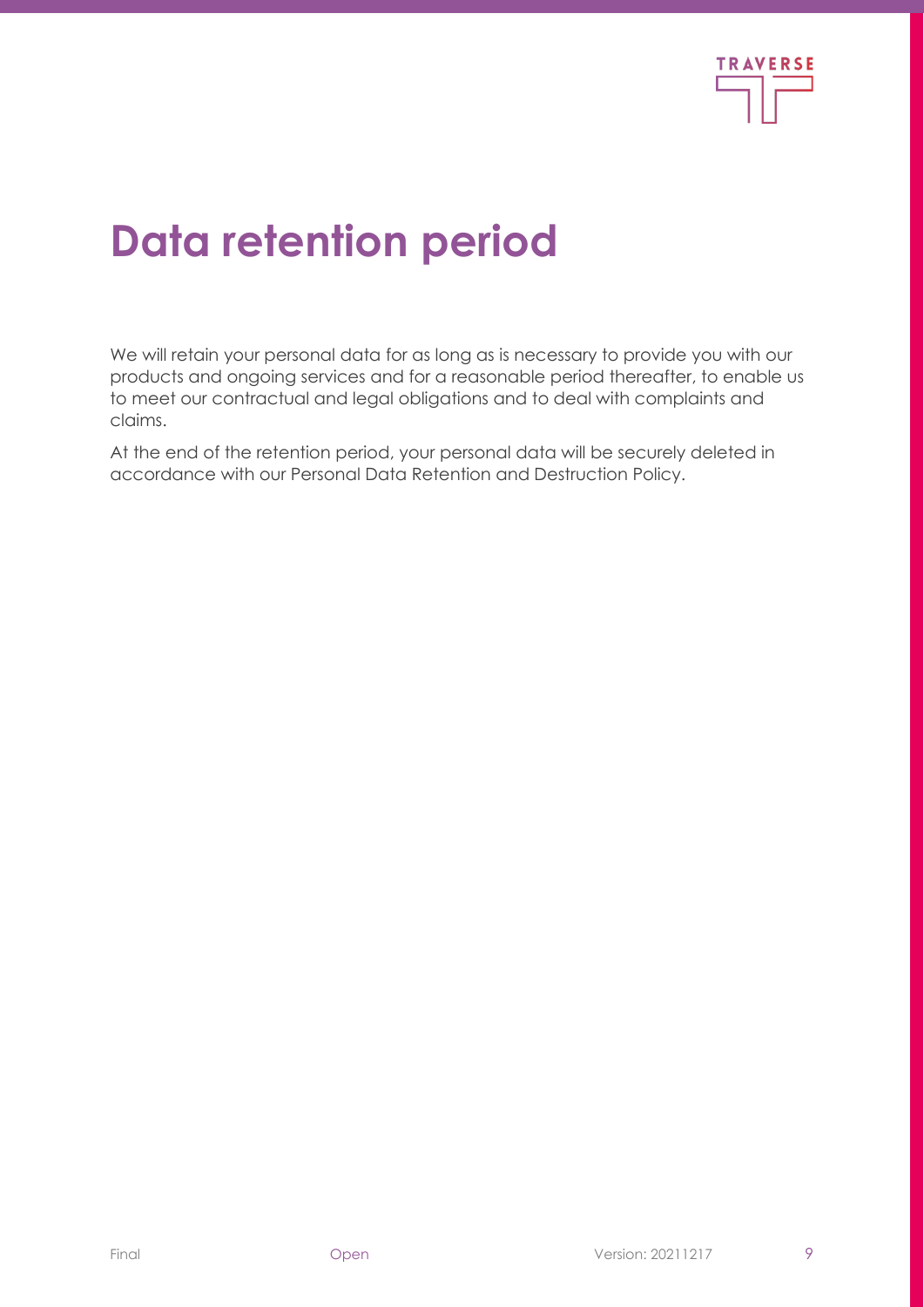# Data retention period

We will retain your personal data for as long as is necessary to provide you with our products and ongoing services and for a reasonable period thereafter, to enable us to meet our contractual and legal obligations and to deal with complaints and claims.

At the end of the retention period, your personal data will be securely deleted in accordance with our Personal Data Retention and Destruction Policy.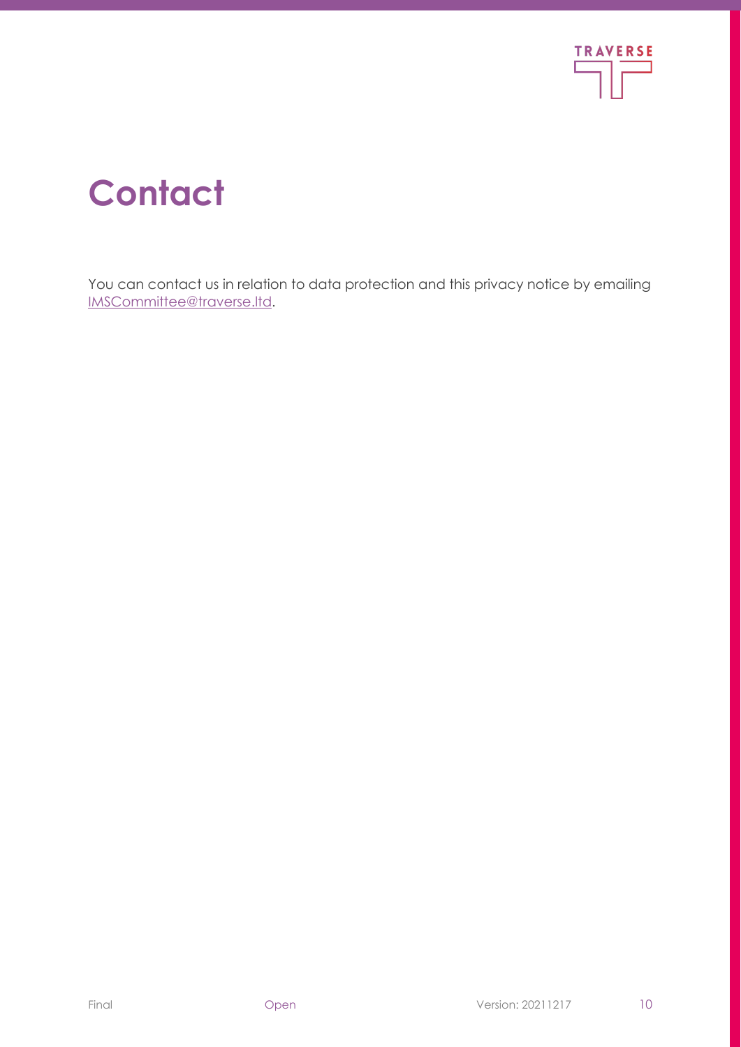# Contact

You can contact us in relation to data protection and this privacy notice by emailing IMSCommittee@traverse.ltd.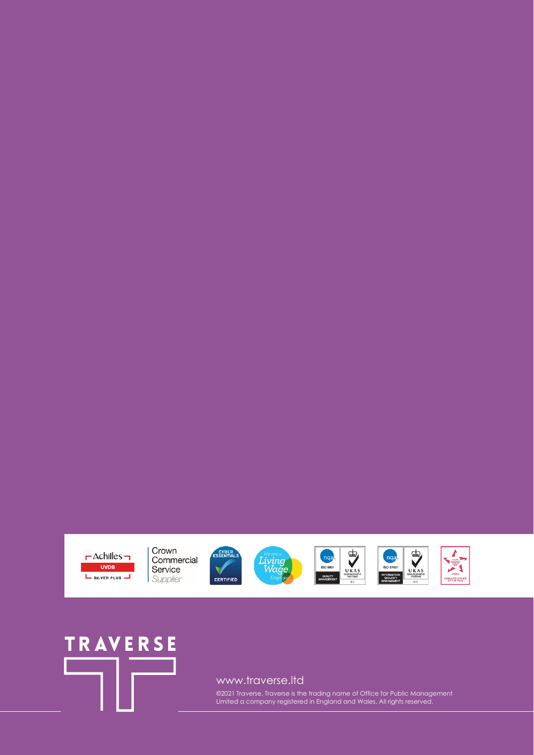TRAVERSE

www.traverse.ltd

©2021 Traverse. Traverse is the trading name of Office for Public Management Limited a company registered in England and Wales. All rights reserved.